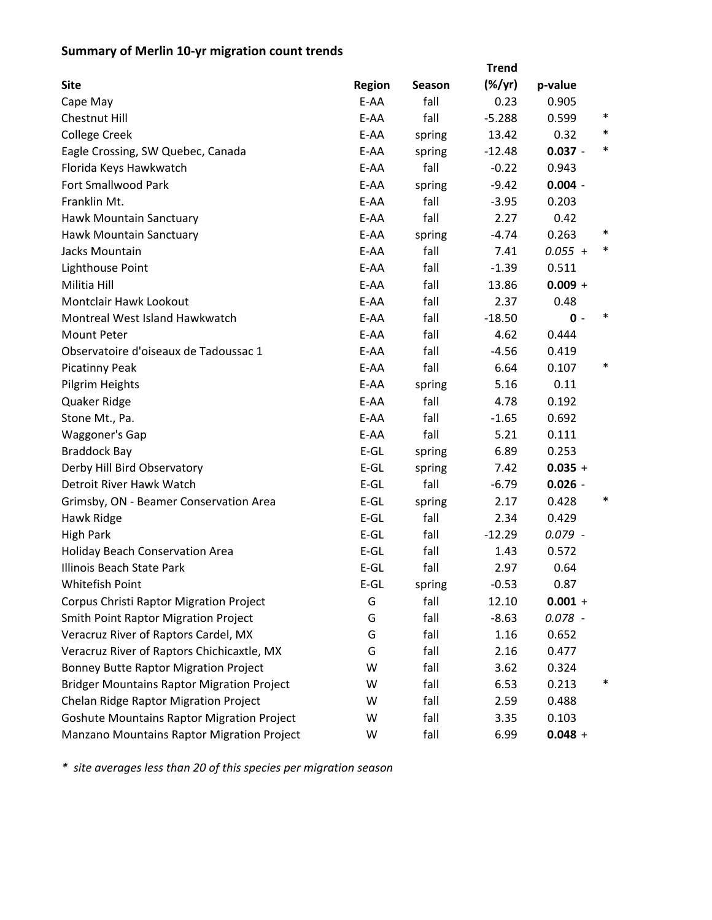**Summary of Merlin 10-yr migration count trends**

| Site | Region | Season | Trend (%/yr) | p-value | |
|---|---|---|---|---|---|
| Cape May | E-AA | fall | 0.23 | 0.905 | |
| Chestnut Hill | E-AA | fall | -5.288 | 0.599 | * |
| College Creek | E-AA | spring | 13.42 | 0.32 | * |
| Eagle Crossing, SW Quebec, Canada | E-AA | spring | -12.48 | **0.037** - | * |
| Florida Keys Hawkwatch | E-AA | fall | -0.22 | 0.943 | |
| Fort Smallwood Park | E-AA | spring | -9.42 | **0.004** - | |
| Franklin Mt. | E-AA | fall | -3.95 | 0.203 | |
| Hawk Mountain Sanctuary | E-AA | fall | 2.27 | 0.42 | |
| Hawk Mountain Sanctuary | E-AA | spring | -4.74 | 0.263 | * |
| Jacks Mountain | E-AA | fall | 7.41 | *0.055* + | * |
| Lighthouse Point | E-AA | fall | -1.39 | 0.511 | |
| Militia Hill | E-AA | fall | 13.86 | **0.009** + | |
| Montclair Hawk Lookout | E-AA | fall | 2.37 | 0.48 | |
| Montreal West Island Hawkwatch | E-AA | fall | -18.50 | **0** - | * |
| Mount Peter | E-AA | fall | 4.62 | 0.444 | |
| Observatoire d'oiseaux de Tadoussac 1 | E-AA | fall | -4.56 | 0.419 | |
| Picatinny Peak | E-AA | fall | 6.64 | 0.107 | * |
| Pilgrim Heights | E-AA | spring | 5.16 | 0.11 | |
| Quaker Ridge | E-AA | fall | 4.78 | 0.192 | |
| Stone Mt., Pa. | E-AA | fall | -1.65 | 0.692 | |
| Waggoner's Gap | E-AA | fall | 5.21 | 0.111 | |
| Braddock Bay | E-GL | spring | 6.89 | 0.253 | |
| Derby Hill Bird Observatory | E-GL | spring | 7.42 | **0.035** + | |
| Detroit River Hawk Watch | E-GL | fall | -6.79 | **0.026** - | |
| Grimsby, ON - Beamer Conservation Area | E-GL | spring | 2.17 | 0.428 | * |
| Hawk Ridge | E-GL | fall | 2.34 | 0.429 | |
| High Park | E-GL | fall | -12.29 | *0.079* - | |
| Holiday Beach Conservation Area | E-GL | fall | 1.43 | 0.572 | |
| Illinois Beach State Park | E-GL | fall | 2.97 | 0.64 | |
| Whitefish Point | E-GL | spring | -0.53 | 0.87 | |
| Corpus Christi Raptor Migration Project | G | fall | 12.10 | **0.001** + | |
| Smith Point Raptor Migration Project | G | fall | -8.63 | *0.078* - | |
| Veracruz River of Raptors Cardel, MX | G | fall | 1.16 | 0.652 | |
| Veracruz River of Raptors Chichicaxtle, MX | G | fall | 2.16 | 0.477 | |
| Bonney Butte Raptor Migration Project | W | fall | 3.62 | 0.324 | |
| Bridger Mountains Raptor Migration Project | W | fall | 6.53 | 0.213 | * |
| Chelan Ridge Raptor Migration Project | W | fall | 2.59 | 0.488 | |
| Goshute Mountains Raptor Migration Project | W | fall | 3.35 | 0.103 | |
| Manzano Mountains Raptor Migration Project | W | fall | 6.99 | **0.048** + | |

*\* site averages less than 20 of this species per migration season*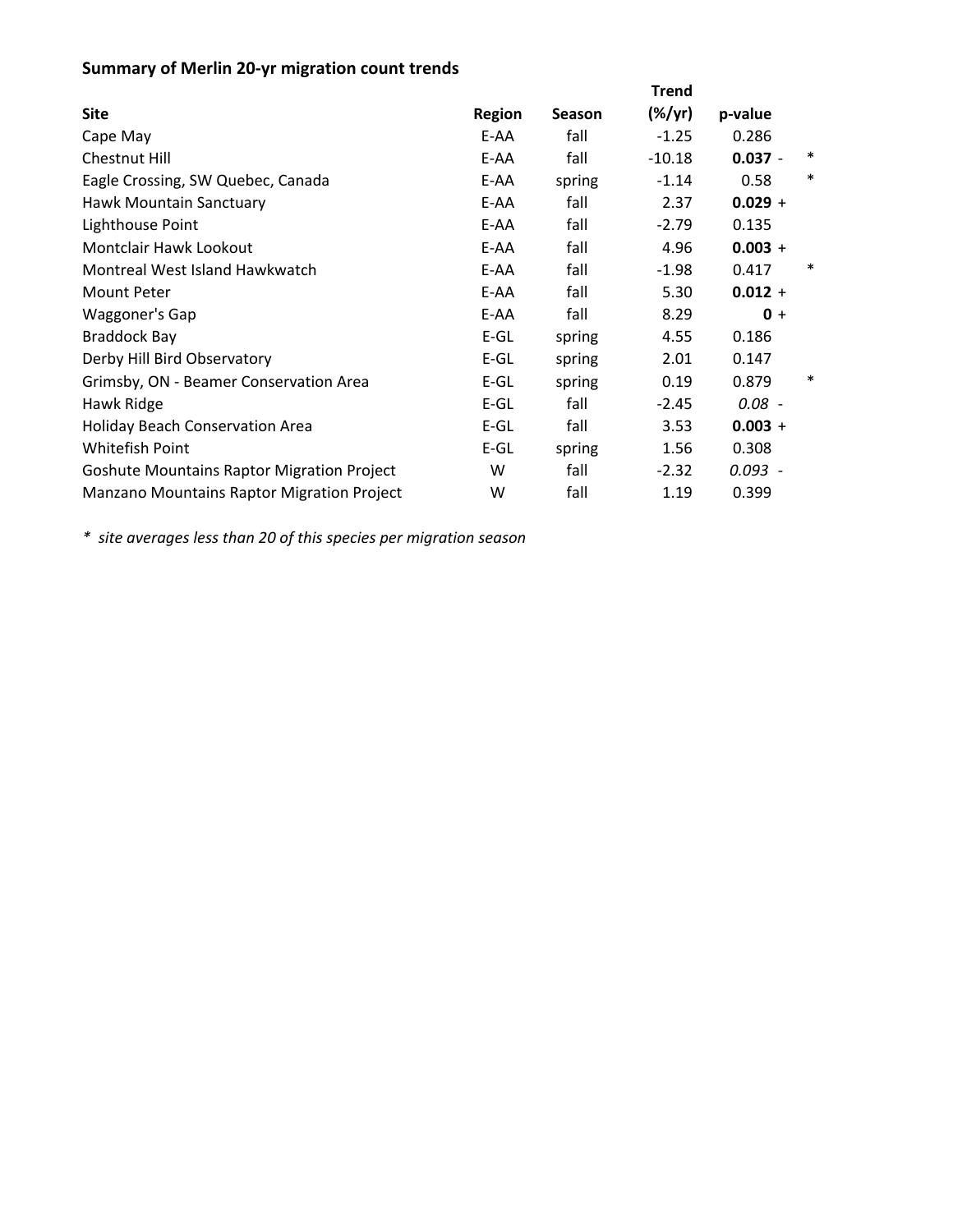**Summary of Merlin 20-yr migration count trends**

| Site | Region | Season | Trend (%/yr) | p-value | | |
|---|---|---|---|---|---|---|
| Cape May | E-AA | fall | -1.25 | 0.286 | | |
| Chestnut Hill | E-AA | fall | -10.18 | **0.037** | - | * |
| Eagle Crossing, SW Quebec, Canada | E-AA | spring | -1.14 | 0.58 | | * |
| Hawk Mountain Sanctuary | E-AA | fall | 2.37 | **0.029** | + | |
| Lighthouse Point | E-AA | fall | -2.79 | 0.135 | | |
| Montclair Hawk Lookout | E-AA | fall | 4.96 | **0.003** | + | |
| Montreal West Island Hawkwatch | E-AA | fall | -1.98 | 0.417 | | * |
| Mount Peter | E-AA | fall | 5.30 | **0.012** | + | |
| Waggoner's Gap | E-AA | fall | 8.29 | **0** | + | |
| Braddock Bay | E-GL | spring | 4.55 | 0.186 | | |
| Derby Hill Bird Observatory | E-GL | spring | 2.01 | 0.147 | | |
| Grimsby, ON - Beamer Conservation Area | E-GL | spring | 0.19 | 0.879 | | * |
| Hawk Ridge | E-GL | fall | -2.45 | *0.08* | - | |
| Holiday Beach Conservation Area | E-GL | fall | 3.53 | **0.003** | + | |
| Whitefish Point | E-GL | spring | 1.56 | 0.308 | | |
| Goshute Mountains Raptor Migration Project | W | fall | -2.32 | *0.093* | - | |
| Manzano Mountains Raptor Migration Project | W | fall | 1.19 | 0.399 | | |

*\* site averages less than 20 of this species per migration season*